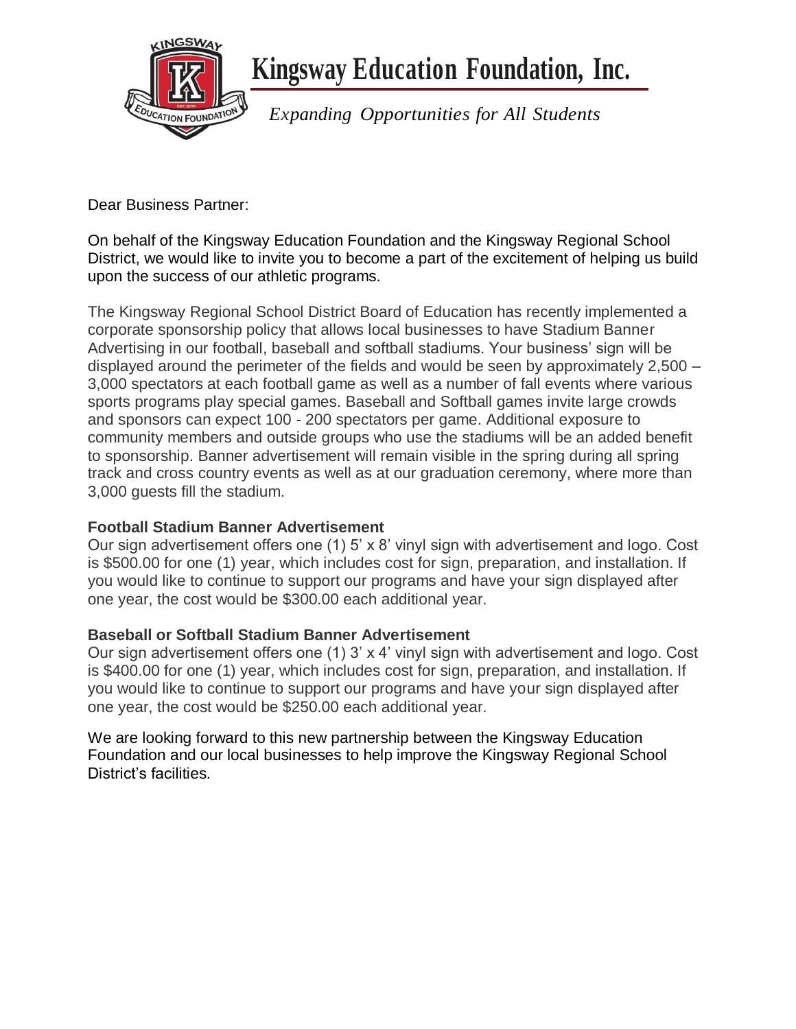# Kingsway Education Foundation, Inc.

*Expanding Opportunities for All Students*

Dear Business Partner:

On behalf of the Kingsway Education Foundation and the Kingsway Regional School District, we would like to invite you to become a part of the excitement of helping us build upon the success of our athletic programs.

The Kingsway Regional School District Board of Education has recently implemented a corporate sponsorship policy that allows local businesses to have Stadium Banner Advertising in our football, baseball and softball stadiums. Your business' sign will be displayed around the perimeter of the fields and would be seen by approximately 2,500 – 3,000 spectators at each football game as well as a number of fall events where various sports programs play special games. Baseball and Softball games invite large crowds and sponsors can expect 100 - 200 spectators per game. Additional exposure to community members and outside groups who use the stadiums will be an added benefit to sponsorship. Banner advertisement will remain visible in the spring during all spring track and cross country events as well as at our graduation ceremony, where more than 3,000 guests fill the stadium.

**Football Stadium Banner Advertisement**

Our sign advertisement offers one (1) 5' x 8' vinyl sign with advertisement and logo. Cost is $500.00 for one (1) year, which includes cost for sign, preparation, and installation. If you would like to continue to support our programs and have your sign displayed after one year, the cost would be $300.00 each additional year.

**Baseball or Softball Stadium Banner Advertisement**

Our sign advertisement offers one (1) 3' x 4' vinyl sign with advertisement and logo. Cost is $400.00 for one (1) year, which includes cost for sign, preparation, and installation. If you would like to continue to support our programs and have your sign displayed after one year, the cost would be $250.00 each additional year.

We are looking forward to this new partnership between the Kingsway Education Foundation and our local businesses to help improve the Kingsway Regional School District's facilities.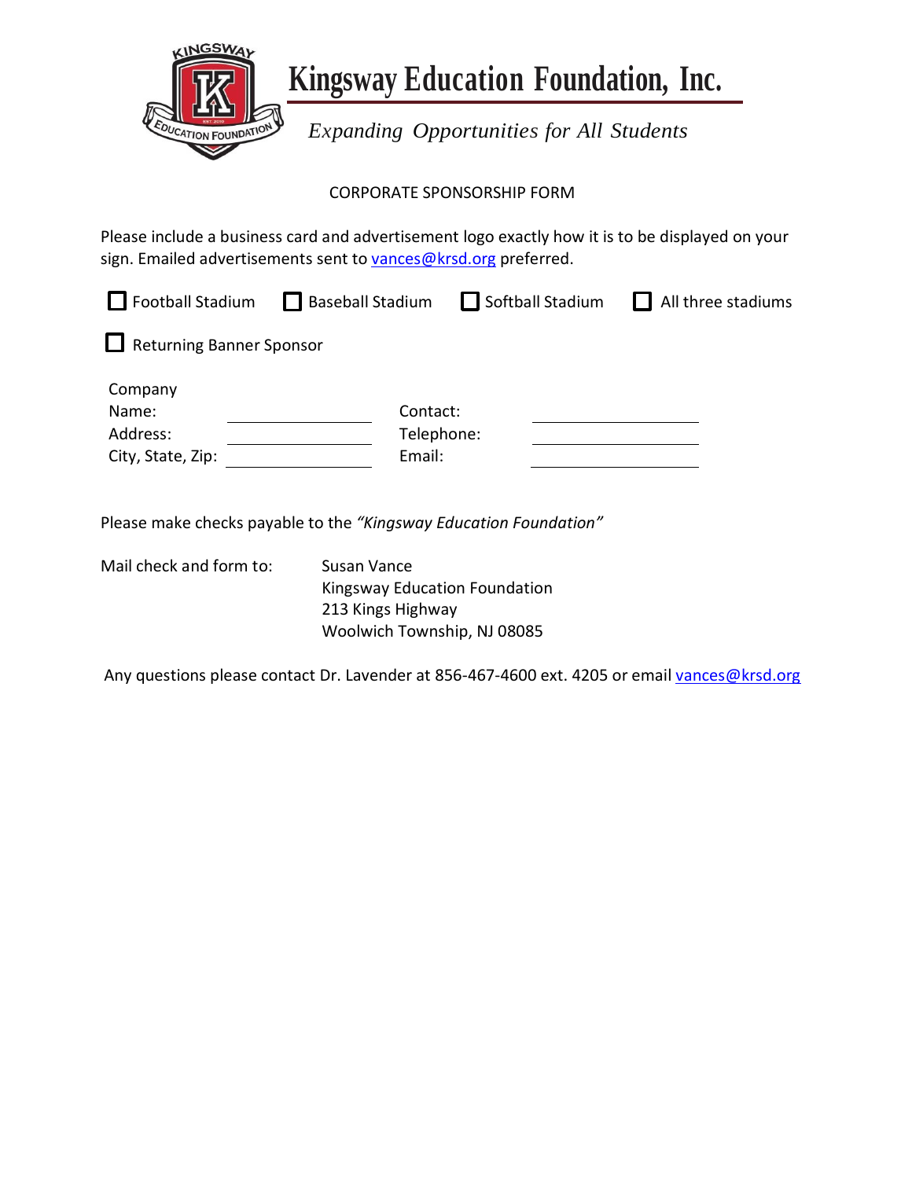# Kingsway Education Foundation, Inc.

*Expanding Opportunities for All Students*

CORPORATE SPONSORSHIP FORM

Please include a business card and advertisement logo exactly how it is to be displayed on your sign. Emailed advertisements sent to vances@krsd.org preferred.

☐ Football Stadium ☐ Baseball Stadium ☐ Softball Stadium ☐ All three stadiums

☐ Returning Banner Sponsor

| | | | |
|---|---|---|---|
| Company Name: | ______________ | Contact: | ______________ |
| Address: | ______________ | Telephone: | ______________ |
| City, State, Zip: | ______________ | Email: | ______________ |

Please make checks payable to the *"Kingsway Education Foundation"*

Mail check and form to:

Susan Vance
Kingsway Education Foundation
213 Kings Highway
Woolwich Township, NJ 08085

Any questions please contact Dr. Lavender at 856-467-4600 ext. 4205 or email vances@krsd.org